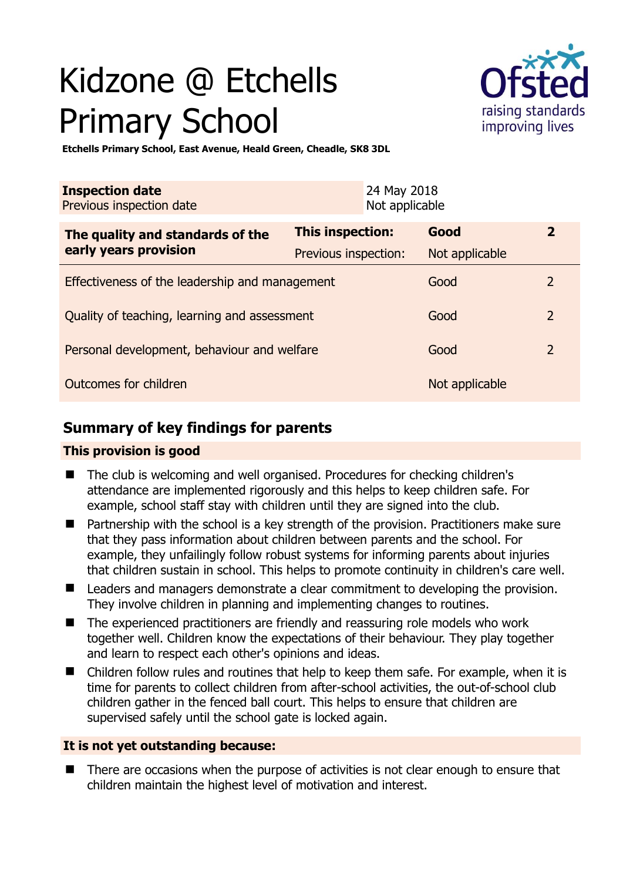# Kidzone @ Etchells Primary School

**Etchells Primary School, East Avenue, Heald Green, Cheadle, SK8 3DL**

| **Inspection date** | 24 May 2018 |
|---|---|
| Previous inspection date | Not applicable |

| **The quality and standards of the early years provision** | **This inspection:** | **Good** | **2** |
|---|---|---|---|
| | Previous inspection: | Not applicable | |
| Effectiveness of the leadership and management | | Good | 2 |
| Quality of teaching, learning and assessment | | Good | 2 |
| Personal development, behaviour and welfare | | Good | 2 |
| Outcomes for children | | Not applicable | |

## Summary of key findings for parents

### This provision is good

- The club is welcoming and well organised. Procedures for checking children's attendance are implemented rigorously and this helps to keep children safe. For example, school staff stay with children until they are signed into the club.
- Partnership with the school is a key strength of the provision. Practitioners make sure that they pass information about children between parents and the school. For example, they unfailingly follow robust systems for informing parents about injuries that children sustain in school. This helps to promote continuity in children's care well.
- Leaders and managers demonstrate a clear commitment to developing the provision. They involve children in planning and implementing changes to routines.
- The experienced practitioners are friendly and reassuring role models who work together well. Children know the expectations of their behaviour. They play together and learn to respect each other's opinions and ideas.
- Children follow rules and routines that help to keep them safe. For example, when it is time for parents to collect children from after-school activities, the out-of-school club children gather in the fenced ball court. This helps to ensure that children are supervised safely until the school gate is locked again.

### It is not yet outstanding because:

- There are occasions when the purpose of activities is not clear enough to ensure that children maintain the highest level of motivation and interest.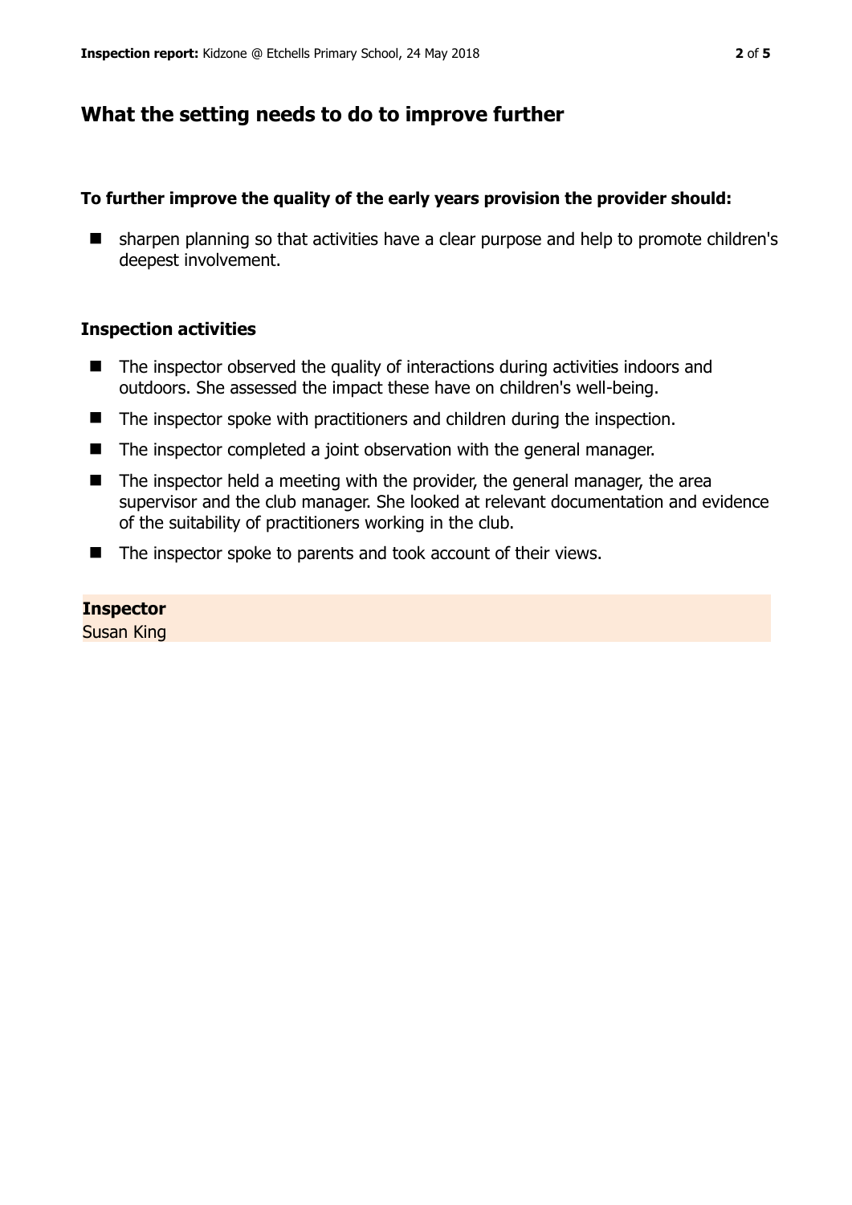## What the setting needs to do to improve further

**To further improve the quality of the early years provision the provider should:**

- sharpen planning so that activities have a clear purpose and help to promote children's deepest involvement.

### Inspection activities

- The inspector observed the quality of interactions during activities indoors and outdoors. She assessed the impact these have on children's well-being.
- The inspector spoke with practitioners and children during the inspection.
- The inspector completed a joint observation with the general manager.
- The inspector held a meeting with the provider, the general manager, the area supervisor and the club manager. She looked at relevant documentation and evidence of the suitability of practitioners working in the club.
- The inspector spoke to parents and took account of their views.

**Inspector**
Susan King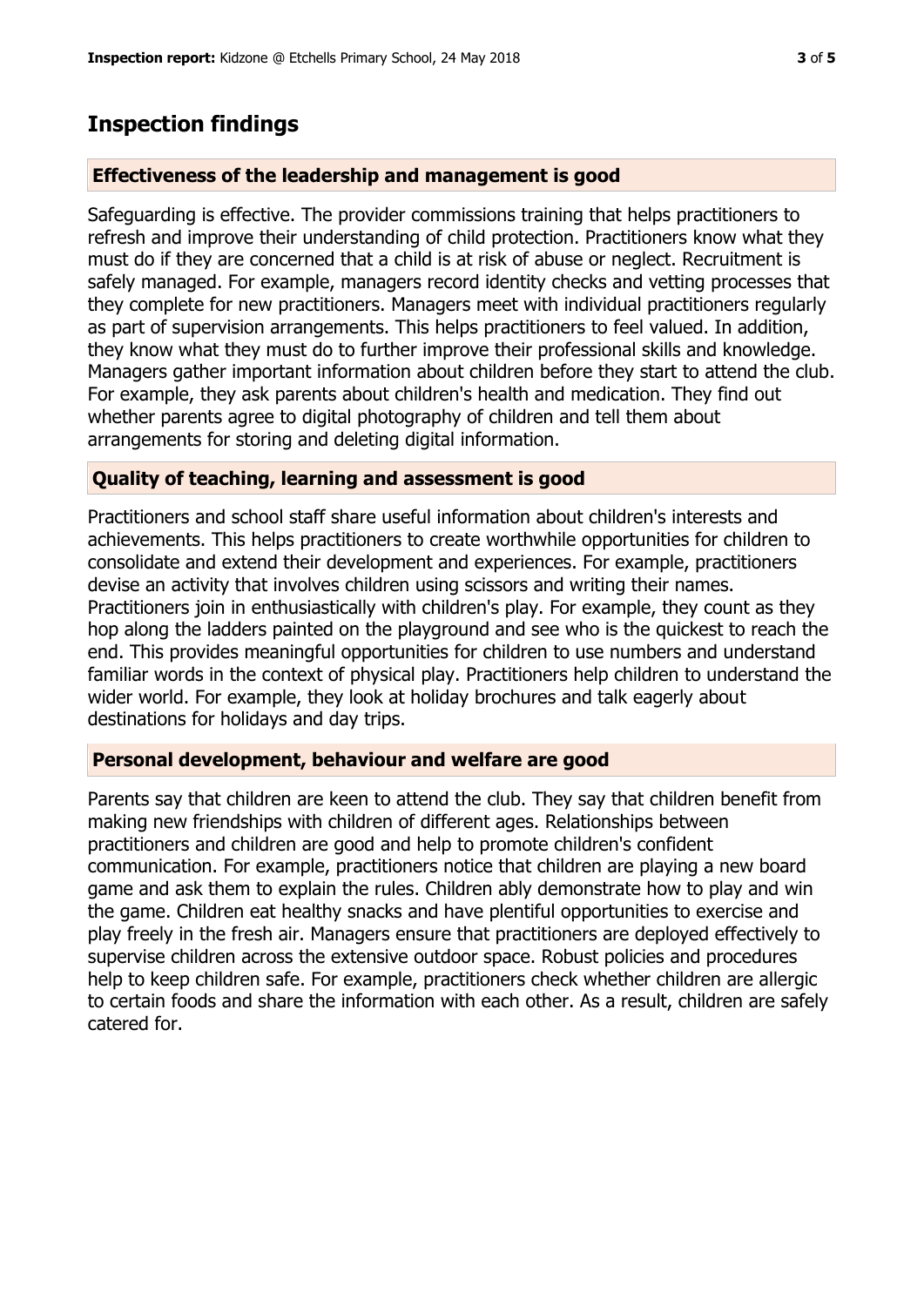## Inspection findings

### Effectiveness of the leadership and management is good

Safeguarding is effective. The provider commissions training that helps practitioners to refresh and improve their understanding of child protection. Practitioners know what they must do if they are concerned that a child is at risk of abuse or neglect. Recruitment is safely managed. For example, managers record identity checks and vetting processes that they complete for new practitioners. Managers meet with individual practitioners regularly as part of supervision arrangements. This helps practitioners to feel valued. In addition, they know what they must do to further improve their professional skills and knowledge. Managers gather important information about children before they start to attend the club. For example, they ask parents about children's health and medication. They find out whether parents agree to digital photography of children and tell them about arrangements for storing and deleting digital information.

### Quality of teaching, learning and assessment is good

Practitioners and school staff share useful information about children's interests and achievements. This helps practitioners to create worthwhile opportunities for children to consolidate and extend their development and experiences. For example, practitioners devise an activity that involves children using scissors and writing their names. Practitioners join in enthusiastically with children's play. For example, they count as they hop along the ladders painted on the playground and see who is the quickest to reach the end. This provides meaningful opportunities for children to use numbers and understand familiar words in the context of physical play. Practitioners help children to understand the wider world. For example, they look at holiday brochures and talk eagerly about destinations for holidays and day trips.

### Personal development, behaviour and welfare are good

Parents say that children are keen to attend the club. They say that children benefit from making new friendships with children of different ages. Relationships between practitioners and children are good and help to promote children's confident communication. For example, practitioners notice that children are playing a new board game and ask them to explain the rules. Children ably demonstrate how to play and win the game. Children eat healthy snacks and have plentiful opportunities to exercise and play freely in the fresh air. Managers ensure that practitioners are deployed effectively to supervise children across the extensive outdoor space. Robust policies and procedures help to keep children safe. For example, practitioners check whether children are allergic to certain foods and share the information with each other. As a result, children are safely catered for.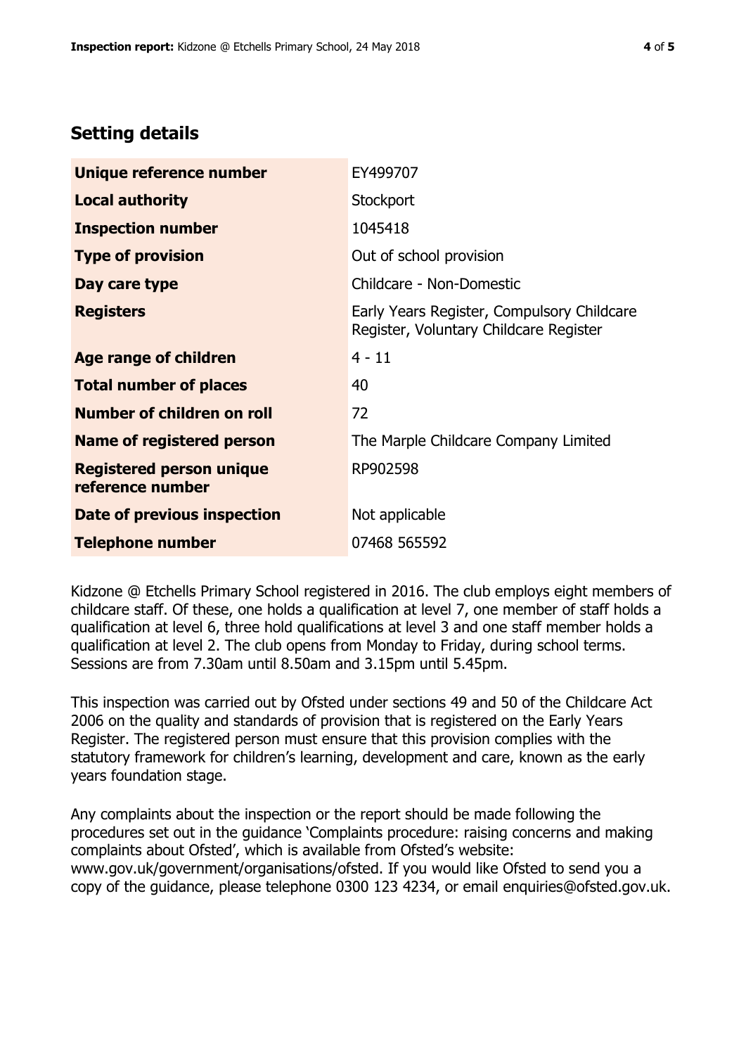## Setting details

| | |
|---|---|
| **Unique reference number** | EY499707 |
| **Local authority** | Stockport |
| **Inspection number** | 1045418 |
| **Type of provision** | Out of school provision |
| **Day care type** | Childcare - Non-Domestic |
| **Registers** | Early Years Register, Compulsory Childcare Register, Voluntary Childcare Register |
| **Age range of children** | 4 - 11 |
| **Total number of places** | 40 |
| **Number of children on roll** | 72 |
| **Name of registered person** | The Marple Childcare Company Limited |
| **Registered person unique reference number** | RP902598 |
| **Date of previous inspection** | Not applicable |
| **Telephone number** | 07468 565592 |

Kidzone @ Etchells Primary School registered in 2016. The club employs eight members of childcare staff. Of these, one holds a qualification at level 7, one member of staff holds a qualification at level 6, three hold qualifications at level 3 and one staff member holds a qualification at level 2. The club opens from Monday to Friday, during school terms. Sessions are from 7.30am until 8.50am and 3.15pm until 5.45pm.

This inspection was carried out by Ofsted under sections 49 and 50 of the Childcare Act 2006 on the quality and standards of provision that is registered on the Early Years Register. The registered person must ensure that this provision complies with the statutory framework for children's learning, development and care, known as the early years foundation stage.

Any complaints about the inspection or the report should be made following the procedures set out in the guidance 'Complaints procedure: raising concerns and making complaints about Ofsted', which is available from Ofsted's website: www.gov.uk/government/organisations/ofsted. If you would like Ofsted to send you a copy of the guidance, please telephone 0300 123 4234, or email enquiries@ofsted.gov.uk.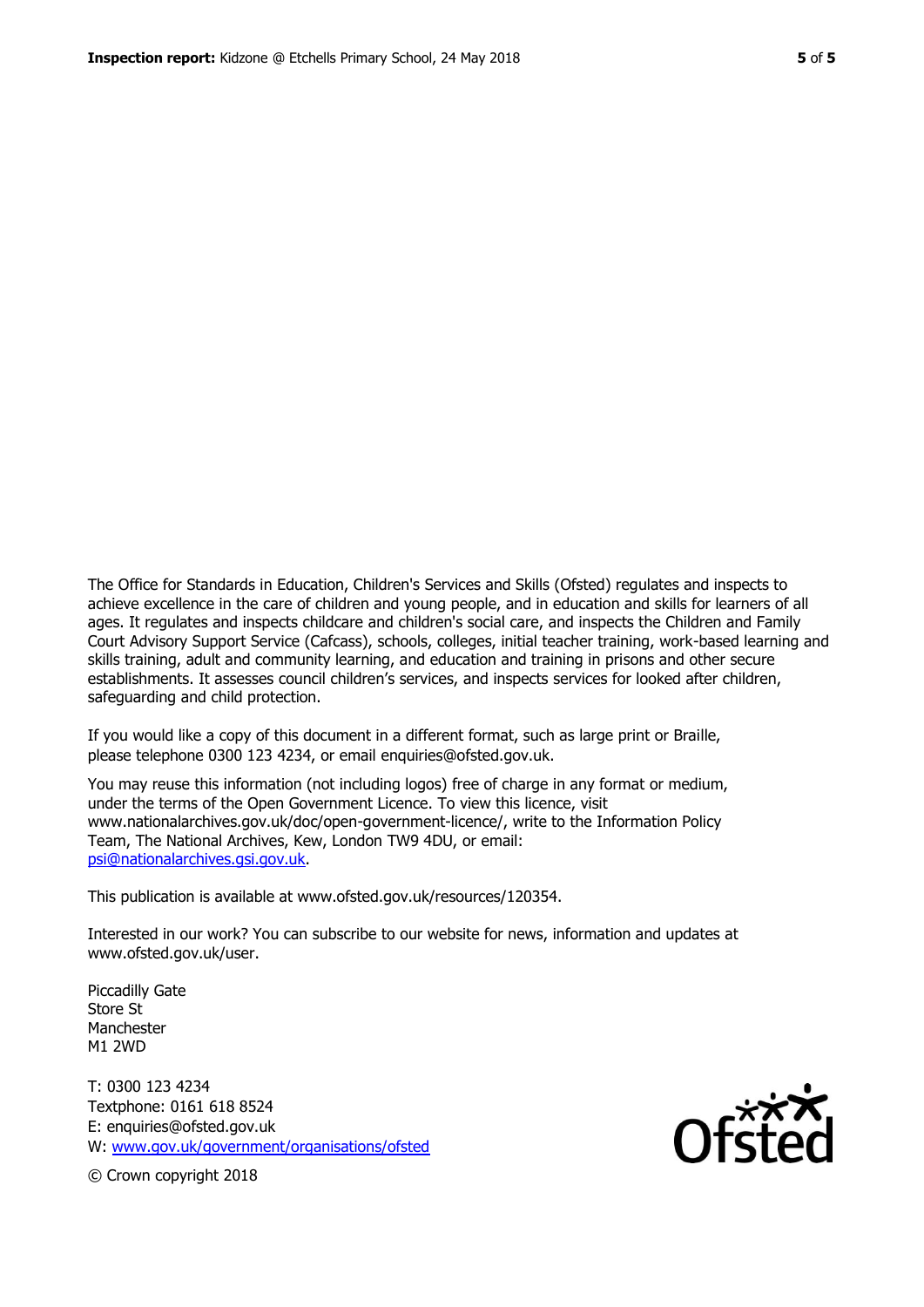The Office for Standards in Education, Children's Services and Skills (Ofsted) regulates and inspects to achieve excellence in the care of children and young people, and in education and skills for learners of all ages. It regulates and inspects childcare and children's social care, and inspects the Children and Family Court Advisory Support Service (Cafcass), schools, colleges, initial teacher training, work-based learning and skills training, adult and community learning, and education and training in prisons and other secure establishments. It assesses council children's services, and inspects services for looked after children, safeguarding and child protection.

If you would like a copy of this document in a different format, such as large print or Braille, please telephone 0300 123 4234, or email enquiries@ofsted.gov.uk.

You may reuse this information (not including logos) free of charge in any format or medium, under the terms of the Open Government Licence. To view this licence, visit www.nationalarchives.gov.uk/doc/open-government-licence/, write to the Information Policy Team, The National Archives, Kew, London TW9 4DU, or email: psi@nationalarchives.gsi.gov.uk.

This publication is available at www.ofsted.gov.uk/resources/120354.

Interested in our work? You can subscribe to our website for news, information and updates at www.ofsted.gov.uk/user.

Piccadilly Gate
Store St
Manchester
M1 2WD

T: 0300 123 4234
Textphone: 0161 618 8524
E: enquiries@ofsted.gov.uk
W: www.gov.uk/government/organisations/ofsted

© Crown copyright 2018